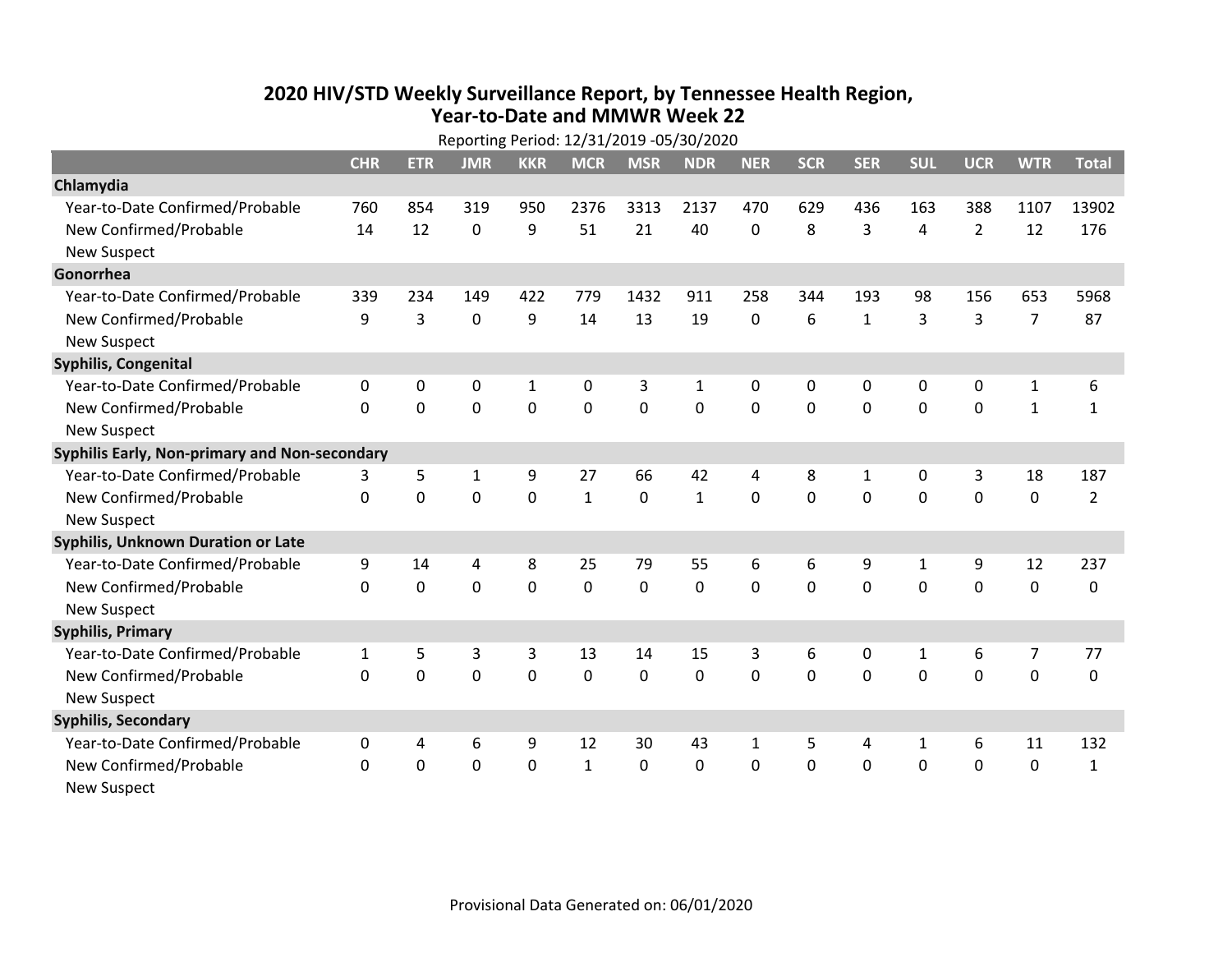# 2020 HIV/STD Weekly Surveillance Report, by Tennessee Health Region, Year-to-Date and MMWR Week 22

Reporting Period: 12/31/2019 -05/30/2020

| | CHR | ETR | JMR | KKR | MCR | MSR | NDR | NER | SCR | SER | SUL | UCR | WTR | Total |
|---|---|---|---|---|---|---|---|---|---|---|---|---|---|---|
| **Chlamydia** | | | | | | | | | | | | | | |
| Year-to-Date Confirmed/Probable | 760 | 854 | 319 | 950 | 2376 | 3313 | 2137 | 470 | 629 | 436 | 163 | 388 | 1107 | 13902 |
| New Confirmed/Probable | 14 | 12 | 0 | 9 | 51 | 21 | 40 | 0 | 8 | 3 | 4 | 2 | 12 | 176 |
| New Suspect | | | | | | | | | | | | | | |
| **Gonorrhea** | | | | | | | | | | | | | | |
| Year-to-Date Confirmed/Probable | 339 | 234 | 149 | 422 | 779 | 1432 | 911 | 258 | 344 | 193 | 98 | 156 | 653 | 5968 |
| New Confirmed/Probable | 9 | 3 | 0 | 9 | 14 | 13 | 19 | 0 | 6 | 1 | 3 | 3 | 7 | 87 |
| New Suspect | | | | | | | | | | | | | | |
| **Syphilis, Congenital** | | | | | | | | | | | | | | |
| Year-to-Date Confirmed/Probable | 0 | 0 | 0 | 1 | 0 | 3 | 1 | 0 | 0 | 0 | 0 | 0 | 1 | 6 |
| New Confirmed/Probable | 0 | 0 | 0 | 0 | 0 | 0 | 0 | 0 | 0 | 0 | 0 | 0 | 1 | 1 |
| New Suspect | | | | | | | | | | | | | | |
| **Syphilis Early, Non-primary and Non-secondary** | | | | | | | | | | | | | | |
| Year-to-Date Confirmed/Probable | 3 | 5 | 1 | 9 | 27 | 66 | 42 | 4 | 8 | 1 | 0 | 3 | 18 | 187 |
| New Confirmed/Probable | 0 | 0 | 0 | 0 | 1 | 0 | 1 | 0 | 0 | 0 | 0 | 0 | 0 | 2 |
| New Suspect | | | | | | | | | | | | | | |
| **Syphilis, Unknown Duration or Late** | | | | | | | | | | | | | | |
| Year-to-Date Confirmed/Probable | 9 | 14 | 4 | 8 | 25 | 79 | 55 | 6 | 6 | 9 | 1 | 9 | 12 | 237 |
| New Confirmed/Probable | 0 | 0 | 0 | 0 | 0 | 0 | 0 | 0 | 0 | 0 | 0 | 0 | 0 | 0 |
| New Suspect | | | | | | | | | | | | | | |
| **Syphilis, Primary** | | | | | | | | | | | | | | |
| Year-to-Date Confirmed/Probable | 1 | 5 | 3 | 3 | 13 | 14 | 15 | 3 | 6 | 0 | 1 | 6 | 7 | 77 |
| New Confirmed/Probable | 0 | 0 | 0 | 0 | 0 | 0 | 0 | 0 | 0 | 0 | 0 | 0 | 0 | 0 |
| New Suspect | | | | | | | | | | | | | | |
| **Syphilis, Secondary** | | | | | | | | | | | | | | |
| Year-to-Date Confirmed/Probable | 0 | 4 | 6 | 9 | 12 | 30 | 43 | 1 | 5 | 4 | 1 | 6 | 11 | 132 |
| New Confirmed/Probable | 0 | 0 | 0 | 0 | 1 | 0 | 0 | 0 | 0 | 0 | 0 | 0 | 0 | 1 |
| New Suspect | | | | | | | | | | | | | | |

Provisional Data Generated on: 06/01/2020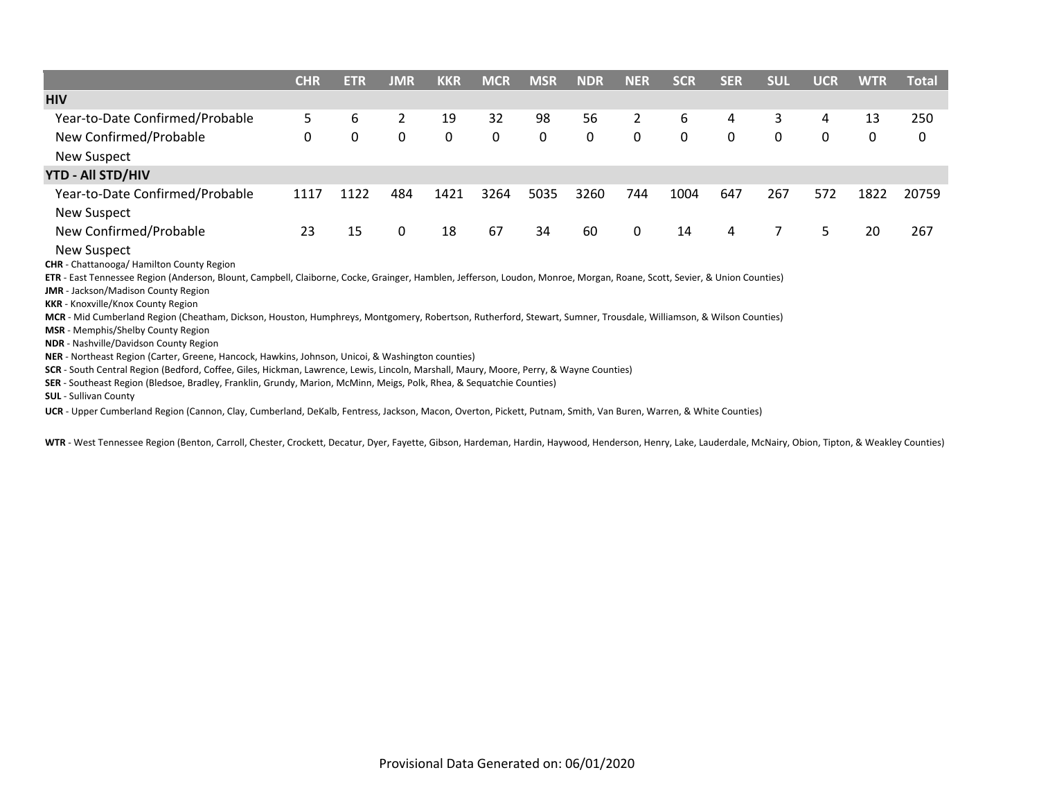| | CHR | ETR | JMR | KKR | MCR | MSR | NDR | NER | SCR | SER | SUL | UCR | WTR | Total |
|---|---|---|---|---|---|---|---|---|---|---|---|---|---|---|
| **HIV** | | | | | | | | | | | | | | |
| Year-to-Date Confirmed/Probable | 5 | 6 | 2 | 19 | 32 | 98 | 56 | 2 | 6 | 4 | 3 | 4 | 13 | 250 |
| New Confirmed/Probable | 0 | 0 | 0 | 0 | 0 | 0 | 0 | 0 | 0 | 0 | 0 | 0 | 0 | 0 |
| New Suspect | | | | | | | | | | | | | | |
| **YTD - All STD/HIV** | | | | | | | | | | | | | | |
| Year-to-Date Confirmed/Probable | 1117 | 1122 | 484 | 1421 | 3264 | 5035 | 3260 | 744 | 1004 | 647 | 267 | 572 | 1822 | 20759 |
| New Suspect | | | | | | | | | | | | | | |
| New Confirmed/Probable | 23 | 15 | 0 | 18 | 67 | 34 | 60 | 0 | 14 | 4 | 7 | 5 | 20 | 267 |
| New Suspect | | | | | | | | | | | | | | |

**CHR** - Chattanooga/ Hamilton County Region

**ETR** - East Tennessee Region (Anderson, Blount, Campbell, Claiborne, Cocke, Grainger, Hamblen, Jefferson, Loudon, Monroe, Morgan, Roane, Scott, Sevier, & Union Counties)

**JMR** - Jackson/Madison County Region

**KKR** - Knoxville/Knox County Region

**MCR** - Mid Cumberland Region (Cheatham, Dickson, Houston, Humphreys, Montgomery, Robertson, Rutherford, Stewart, Sumner, Trousdale, Williamson, & Wilson Counties)

**MSR** - Memphis/Shelby County Region

**NDR** - Nashville/Davidson County Region

**NER** - Northeast Region (Carter, Greene, Hancock, Hawkins, Johnson, Unicoi, & Washington counties)

**SCR** - South Central Region (Bedford, Coffee, Giles, Hickman, Lawrence, Lewis, Lincoln, Marshall, Maury, Moore, Perry, & Wayne Counties)

**SER** - Southeast Region (Bledsoe, Bradley, Franklin, Grundy, Marion, McMinn, Meigs, Polk, Rhea, & Sequatchie Counties)

**SUL** - Sullivan County

**UCR** - Upper Cumberland Region (Cannon, Clay, Cumberland, DeKalb, Fentress, Jackson, Macon, Overton, Pickett, Putnam, Smith, Van Buren, Warren, & White Counties)

**WTR** - West Tennessee Region (Benton, Carroll, Chester, Crockett, Decatur, Dyer, Fayette, Gibson, Hardeman, Hardin, Haywood, Henderson, Henry, Lake, Lauderdale, McNairy, Obion, Tipton, & Weakley Counties)

Provisional Data Generated on: 06/01/2020